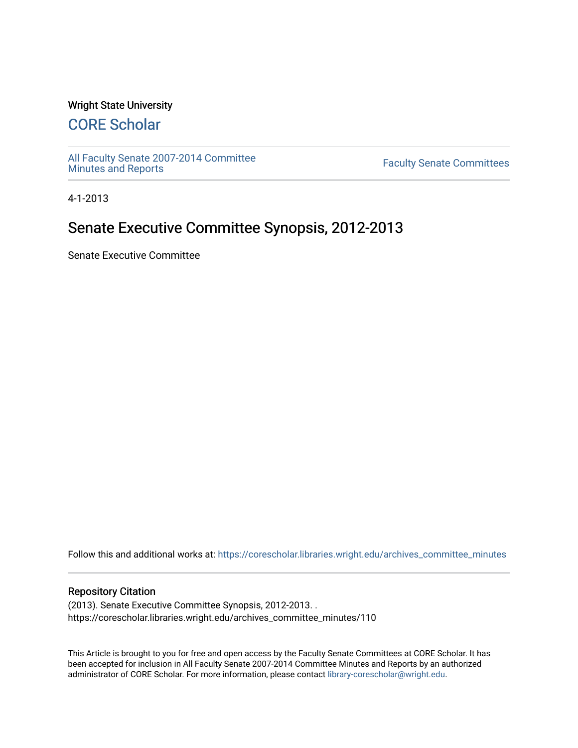Wright State University

# CORE Scholar

All Faculty Senate 2007-2014 Committee Minutes and Reports

Faculty Senate Committees

4-1-2013

## Senate Executive Committee Synopsis, 2012-2013

Senate Executive Committee

Follow this and additional works at: https://corescholar.libraries.wright.edu/archives_committee_minutes

### Repository Citation

(2013). Senate Executive Committee Synopsis, 2012-2013. .
https://corescholar.libraries.wright.edu/archives_committee_minutes/110

This Article is brought to you for free and open access by the Faculty Senate Committees at CORE Scholar. It has been accepted for inclusion in All Faculty Senate 2007-2014 Committee Minutes and Reports by an authorized administrator of CORE Scholar. For more information, please contact library-corescholar@wright.edu.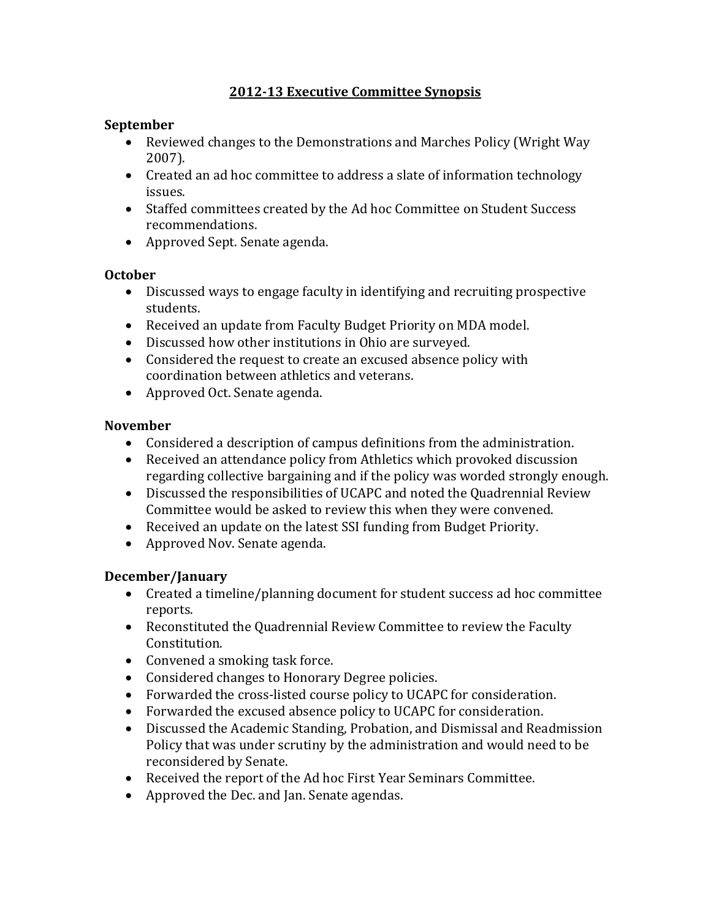# 2012-13 Executive Committee Synopsis

**September**

- Reviewed changes to the Demonstrations and Marches Policy (Wright Way 2007).
- Created an ad hoc committee to address a slate of information technology issues.
- Staffed committees created by the Ad hoc Committee on Student Success recommendations.
- Approved Sept. Senate agenda.

**October**

- Discussed ways to engage faculty in identifying and recruiting prospective students.
- Received an update from Faculty Budget Priority on MDA model.
- Discussed how other institutions in Ohio are surveyed.
- Considered the request to create an excused absence policy with coordination between athletics and veterans.
- Approved Oct. Senate agenda.

**November**

- Considered a description of campus definitions from the administration.
- Received an attendance policy from Athletics which provoked discussion regarding collective bargaining and if the policy was worded strongly enough.
- Discussed the responsibilities of UCAPC and noted the Quadrennial Review Committee would be asked to review this when they were convened.
- Received an update on the latest SSI funding from Budget Priority.
- Approved Nov. Senate agenda.

**December/January**

- Created a timeline/planning document for student success ad hoc committee reports.
- Reconstituted the Quadrennial Review Committee to review the Faculty Constitution.
- Convened a smoking task force.
- Considered changes to Honorary Degree policies.
- Forwarded the cross-listed course policy to UCAPC for consideration.
- Forwarded the excused absence policy to UCAPC for consideration.
- Discussed the Academic Standing, Probation, and Dismissal and Readmission Policy that was under scrutiny by the administration and would need to be reconsidered by Senate.
- Received the report of the Ad hoc First Year Seminars Committee.
- Approved the Dec. and Jan. Senate agendas.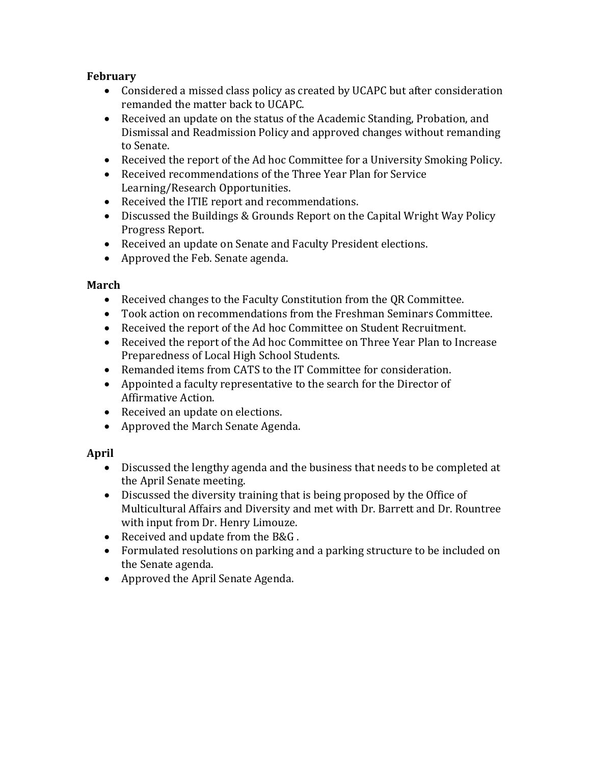**February**

- Considered a missed class policy as created by UCAPC but after consideration remanded the matter back to UCAPC.
- Received an update on the status of the Academic Standing, Probation, and Dismissal and Readmission Policy and approved changes without remanding to Senate.
- Received the report of the Ad hoc Committee for a University Smoking Policy.
- Received recommendations of the Three Year Plan for Service Learning/Research Opportunities.
- Received the ITIE report and recommendations.
- Discussed the Buildings & Grounds Report on the Capital Wright Way Policy Progress Report.
- Received an update on Senate and Faculty President elections.
- Approved the Feb. Senate agenda.

**March**

- Received changes to the Faculty Constitution from the QR Committee.
- Took action on recommendations from the Freshman Seminars Committee.
- Received the report of the Ad hoc Committee on Student Recruitment.
- Received the report of the Ad hoc Committee on Three Year Plan to Increase Preparedness of Local High School Students.
- Remanded items from CATS to the IT Committee for consideration.
- Appointed a faculty representative to the search for the Director of Affirmative Action.
- Received an update on elections.
- Approved the March Senate Agenda.

**April**

- Discussed the lengthy agenda and the business that needs to be completed at the April Senate meeting.
- Discussed the diversity training that is being proposed by the Office of Multicultural Affairs and Diversity and met with Dr. Barrett and Dr. Rountree with input from Dr. Henry Limouze.
- Received and update from the B&G .
- Formulated resolutions on parking and a parking structure to be included on the Senate agenda.
- Approved the April Senate Agenda.